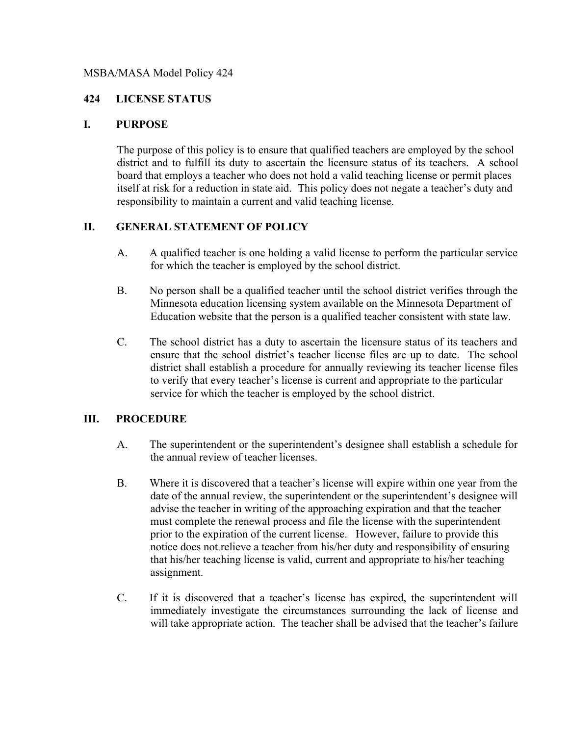MSBA/MASA Model Policy 424

# 424 LICENSE STATUS

## I. PURPOSE

The purpose of this policy is to ensure that qualified teachers are employed by the school district and to fulfill its duty to ascertain the licensure status of its teachers. A school board that employs a teacher who does not hold a valid teaching license or permit places itself at risk for a reduction in state aid. This policy does not negate a teacher's duty and responsibility to maintain a current and valid teaching license.

## II. GENERAL STATEMENT OF POLICY

A. A qualified teacher is one holding a valid license to perform the particular service for which the teacher is employed by the school district.

B. No person shall be a qualified teacher until the school district verifies through the Minnesota education licensing system available on the Minnesota Department of Education website that the person is a qualified teacher consistent with state law.

C. The school district has a duty to ascertain the licensure status of its teachers and ensure that the school district's teacher license files are up to date. The school district shall establish a procedure for annually reviewing its teacher license files to verify that every teacher's license is current and appropriate to the particular service for which the teacher is employed by the school district.

## III. PROCEDURE

A. The superintendent or the superintendent's designee shall establish a schedule for the annual review of teacher licenses.

B. Where it is discovered that a teacher's license will expire within one year from the date of the annual review, the superintendent or the superintendent's designee will advise the teacher in writing of the approaching expiration and that the teacher must complete the renewal process and file the license with the superintendent prior to the expiration of the current license. However, failure to provide this notice does not relieve a teacher from his/her duty and responsibility of ensuring that his/her teaching license is valid, current and appropriate to his/her teaching assignment.

C. If it is discovered that a teacher's license has expired, the superintendent will immediately investigate the circumstances surrounding the lack of license and will take appropriate action. The teacher shall be advised that the teacher's failure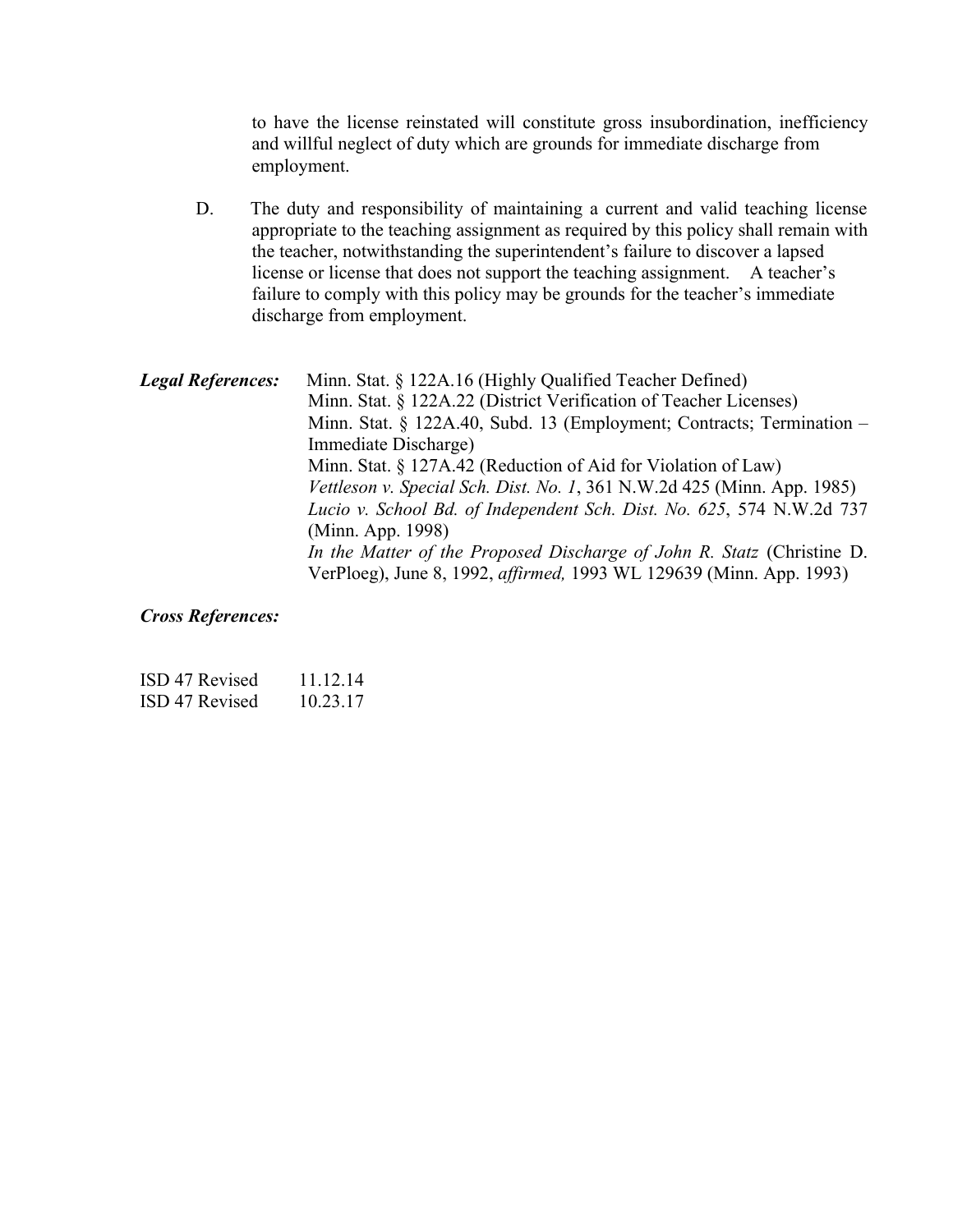to have the license reinstated will constitute gross insubordination, inefficiency and willful neglect of duty which are grounds for immediate discharge from employment.

D. The duty and responsibility of maintaining a current and valid teaching license appropriate to the teaching assignment as required by this policy shall remain with the teacher, notwithstanding the superintendent's failure to discover a lapsed license or license that does not support the teaching assignment. A teacher's failure to comply with this policy may be grounds for the teacher's immediate discharge from employment.

***Legal References:***
Minn. Stat. § 122A.16 (Highly Qualified Teacher Defined)
Minn. Stat. § 122A.22 (District Verification of Teacher Licenses)
Minn. Stat. § 122A.40, Subd. 13 (Employment; Contracts; Termination – Immediate Discharge)
Minn. Stat. § 127A.42 (Reduction of Aid for Violation of Law)
*Vettleson v. Special Sch. Dist. No. 1*, 361 N.W.2d 425 (Minn. App. 1985)
*Lucio v. School Bd. of Independent Sch. Dist. No. 625*, 574 N.W.2d 737 (Minn. App. 1998)
*In the Matter of the Proposed Discharge of John R. Statz* (Christine D. VerPloeg), June 8, 1992, *affirmed,* 1993 WL 129639 (Minn. App. 1993)

***Cross References:***

ISD 47 Revised 11.12.14
ISD 47 Revised 10.23.17